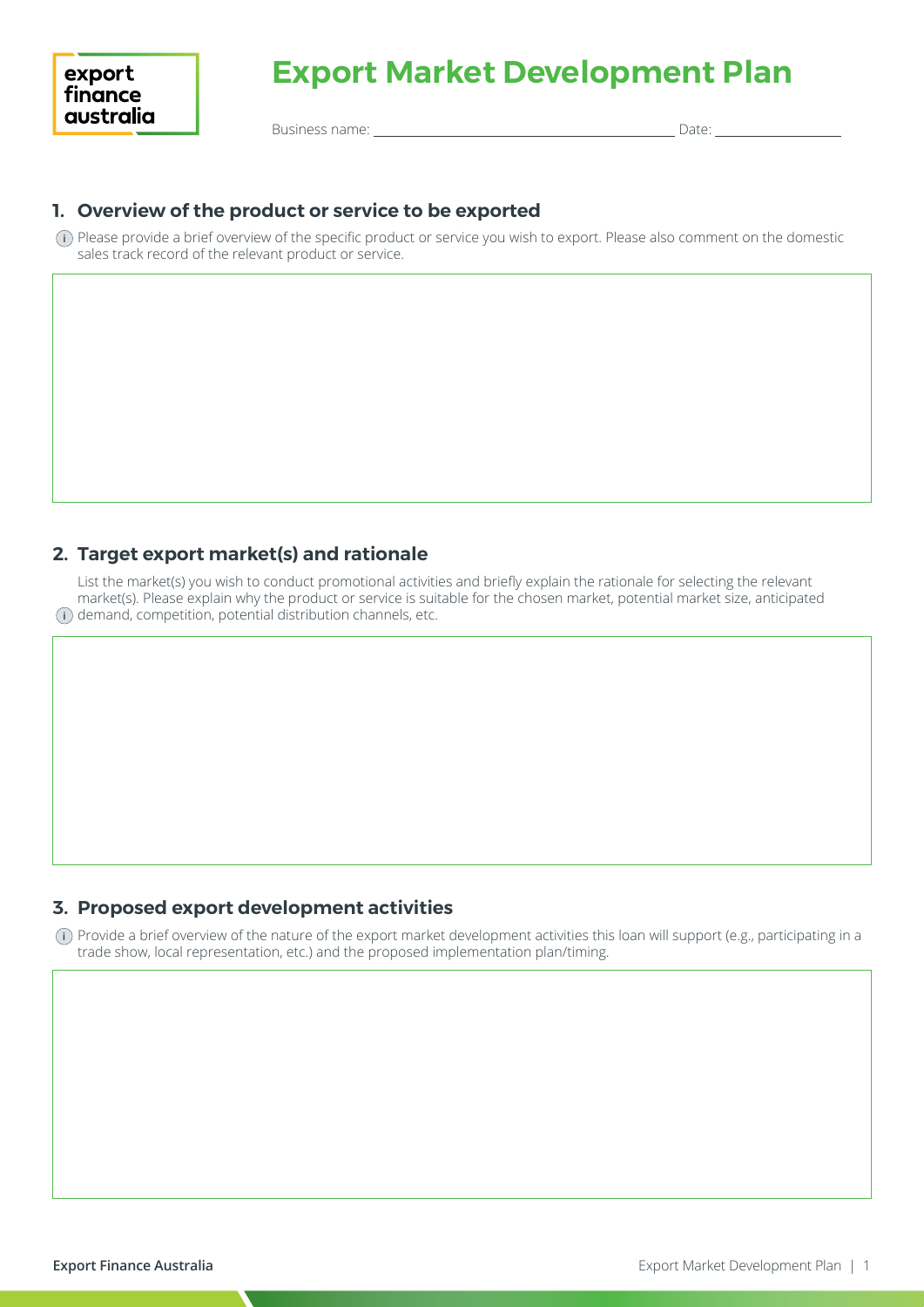export finance australia

# Export Market Development Plan

Business name: ______________________ Date: ____________

## 1. Overview of the product or service to be exported

Please provide a brief overview of the specific product or service you wish to export. Please also comment on the domestic sales track record of the relevant product or service.

## 2. Target export market(s) and rationale

List the market(s) you wish to conduct promotional activities and briefly explain the rationale for selecting the relevant market(s). Please explain why the product or service is suitable for the chosen market, potential market size, anticipated demand, competition, potential distribution channels, etc.

## 3. Proposed export development activities

Provide a brief overview of the nature of the export market development activities this loan will support (e.g., participating in a trade show, local representation, etc.) and the proposed implementation plan/timing.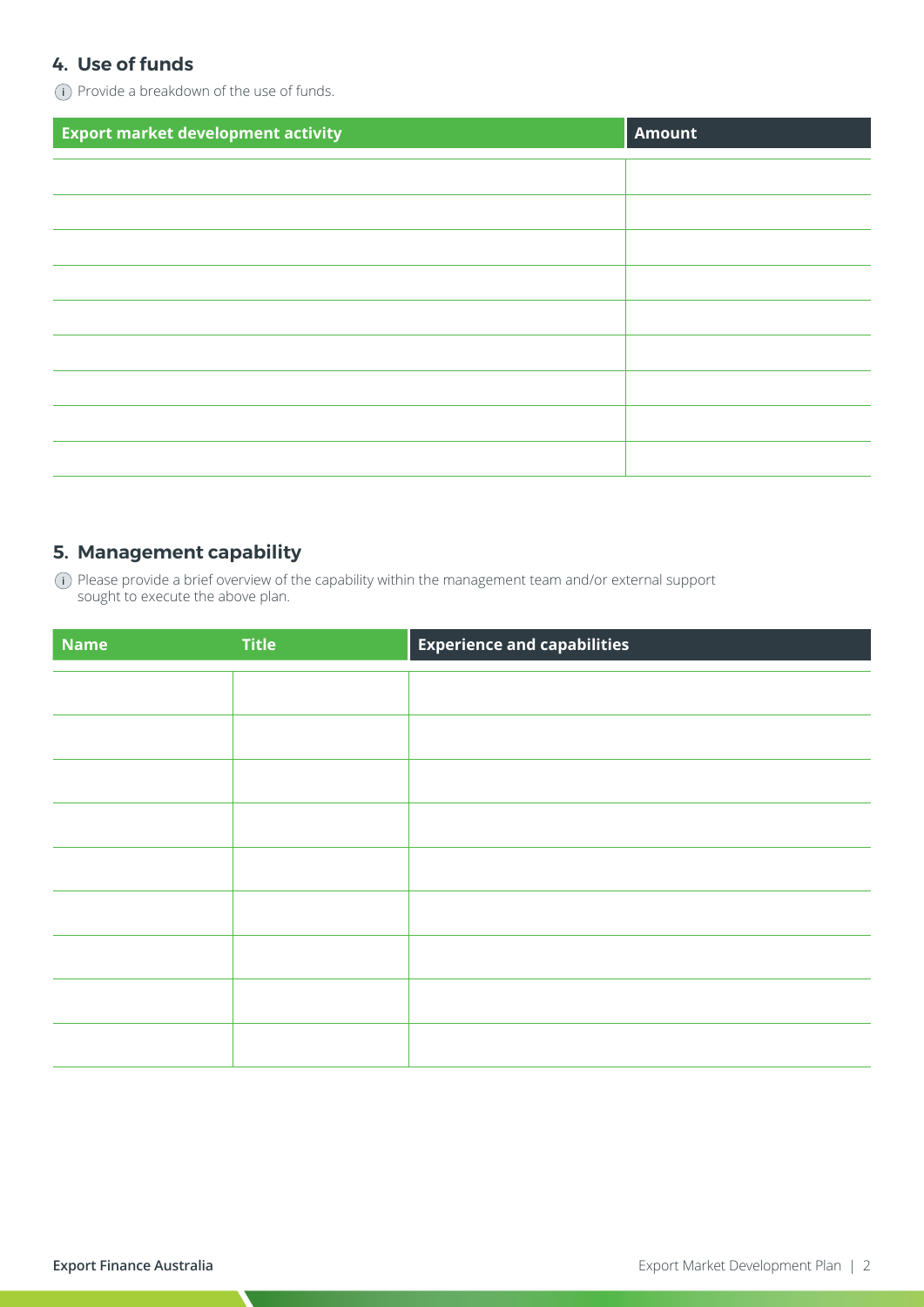## 4. Use of funds

ⓘ Provide a breakdown of the use of funds.

| Export market development activity | Amount |
| --- | --- |
| | |
| | |
| | |
| | |
| | |
| | |
| | |
| | |
| | |

## 5. Management capability

ⓘ Please provide a brief overview of the capability within the management team and/or external support sought to execute the above plan.

| Name | Title | Experience and capabilities |
| --- | --- | --- |
| | | |
| | | |
| | | |
| | | |
| | | |
| | | |
| | | |
| | | |
| | | |